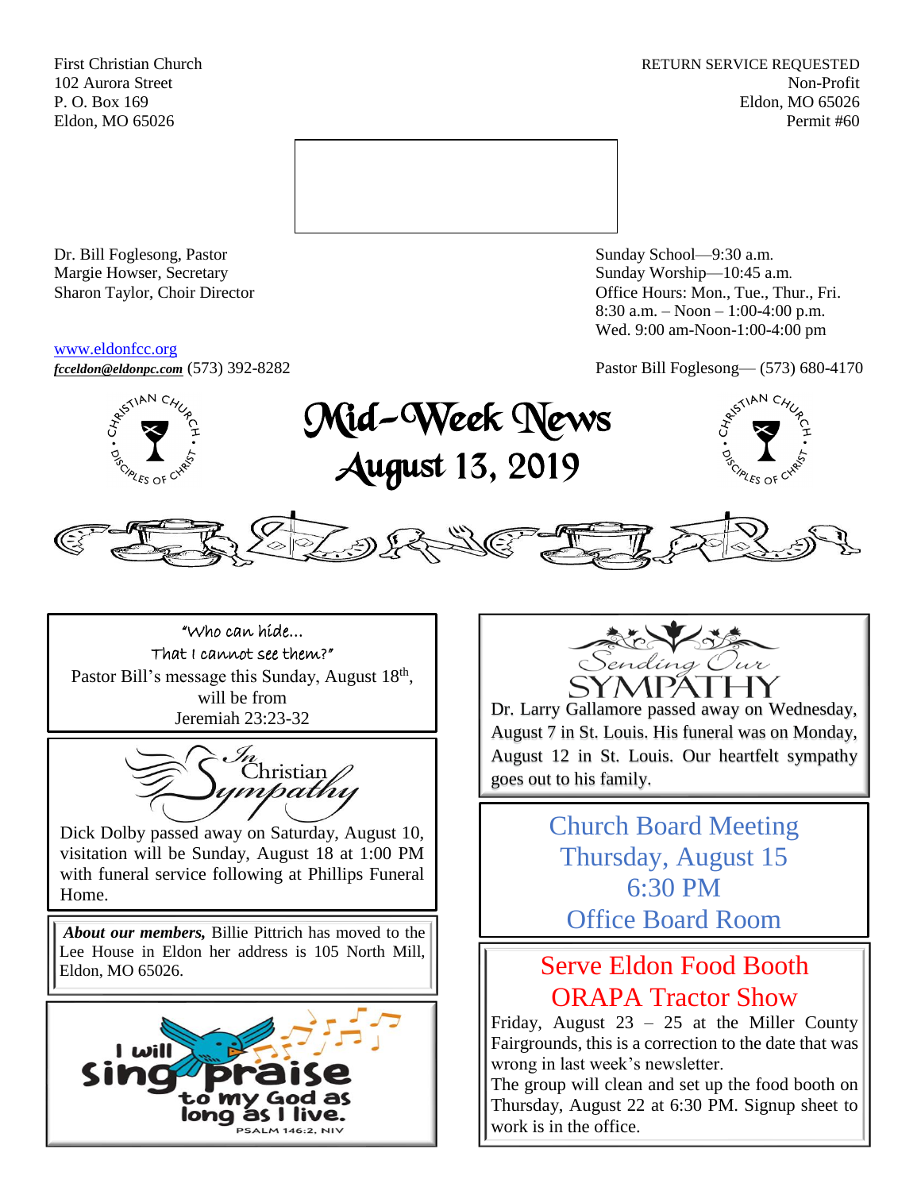First Christian Church
102 Aurora Street
P. O. Box 169
Eldon, MO 65026

RETURN SERVICE REQUESTED
Non-Profit
Eldon, MO 65026
Permit #60

Dr. Bill Foglesong, Pastor
Margie Howser, Secretary
Sharon Taylor, Choir Director

Sunday School—9:30 a.m.
Sunday Worship—10:45 a.m.
Office Hours: Mon., Tue., Thur., Fri.
8:30 a.m. – Noon – 1:00-4:00 p.m.
Wed. 9:00 am-Noon-1:00-4:00 pm

www.eldonfcc.org
***fcceldon@eldonpc.com*** (573) 392-8282

Pastor Bill Foglesong— (573) 680-4170

# Mid-Week News
## August 13, 2019

"Who can hide…
That I cannot see them?"
Pastor Bill's message this Sunday, August 18th, will be from
Jeremiah 23:23-32

**In Christian Sympathy**

Dick Dolby passed away on Saturday, August 10, visitation will be Sunday, August 18 at 1:00 PM with funeral service following at Phillips Funeral Home.

***About our members,*** Billie Pittrich has moved to the Lee House in Eldon her address is 105 North Mill, Eldon, MO 65026.

I will sing praise to my God as long as I live.
PSALM 146:2, NIV

**Sending Our SYMPATHY**

Dr. Larry Gallamore passed away on Wednesday, August 7 in St. Louis. His funeral was on Monday, August 12 in St. Louis. Our heartfelt sympathy goes out to his family.

## Church Board Meeting
## Thursday, August 15
## 6:30 PM
## Office Board Room

## Serve Eldon Food Booth
## ORAPA Tractor Show

Friday, August 23 – 25 at the Miller County Fairgrounds, this is a correction to the date that was wrong in last week's newsletter.

The group will clean and set up the food booth on Thursday, August 22 at 6:30 PM. Signup sheet to work is in the office.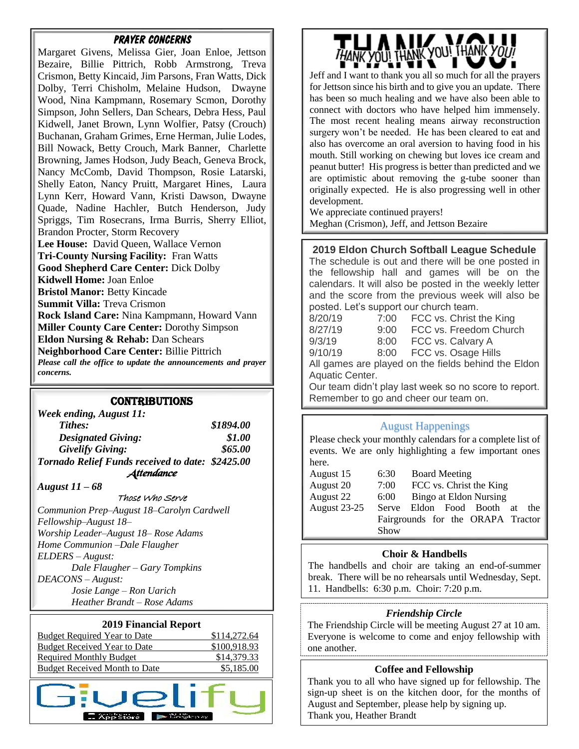## PRAYER CONCERNS

Margaret Givens, Melissa Gier, Joan Enloe, Jettson Bezaire, Billie Pittrich, Robb Armstrong, Treva Crismon, Betty Kincaid, Jim Parsons, Fran Watts, Dick Dolby, Terri Chisholm, Melaine Hudson, Dwayne Wood, Nina Kampmann, Rosemary Scmon, Dorothy Simpson, John Sellers, Dan Schears, Debra Hess, Paul Kidwell, Janet Brown, Lynn Wolfier, Patsy (Crouch) Buchanan, Graham Grimes, Erne Herman, Julie Lodes, Bill Nowack, Betty Crouch, Mark Banner, Charlette Browning, James Hodson, Judy Beach, Geneva Brock, Nancy McComb, David Thompson, Rosie Latarski, Shelly Eaton, Nancy Pruitt, Margaret Hines, Laura Lynn Kerr, Howard Vann, Kristi Dawson, Dwayne Quade, Nadine Hachler, Butch Henderson, Judy Spriggs, Tim Rosecrans, Irma Burris, Sherry Elliot, Brandon Procter, Storm Recovery

**Lee House:** David Queen, Wallace Vernon
**Tri-County Nursing Facility:** Fran Watts
**Good Shepherd Care Center:** Dick Dolby
**Kidwell Home:** Joan Enloe
**Bristol Manor:** Betty Kincade
**Summit Villa:** Treva Crismon
**Rock Island Care:** Nina Kampmann, Howard Vann
**Miller County Care Center:** Dorothy Simpson
**Eldon Nursing & Rehab:** Dan Schears
**Neighborhood Care Center:** Billie Pittrich

***Please call the office to update the announcements and prayer concerns.***

## CONTRIBUTIONS

***Week ending, August 11:***

| | |
|---|---|
| ***Tithes:*** | ***$1894.00*** |
| ***Designated Giving:*** | ***$1.00*** |
| ***Givelify Giving:*** | ***$65.00*** |
| ***Tornado Relief Funds received to date:*** | ***$2425.00*** |

### *Attendance*

***August 11 – 68***

*Those Who Serve*

*Communion Prep–August 18–Carolyn Cardwell*
*Fellowship–August 18–*
*Worship Leader–August 18– Rose Adams*
*Home Communion –Dale Flaugher*
*ELDERS – August:*
*Dale Flaugher – Gary Tompkins*
*DEACONS – August:*
*Josie Lange – Ron Uarich*
*Heather Brandt – Rose Adams*

## 2019 Financial Report

| | |
|---|---|
| Budget Required Year to Date | $114,272.64 |
| Budget Received Year to Date | $100,918.93 |
| Required Monthly Budget | $14,379.33 |
| Budget Received Month to Date | $5,185.00 |

Givelify

## THANK YOU! THANK YOU! THANK YOU!

Jeff and I want to thank you all so much for all the prayers for Jettson since his birth and to give you an update. There has been so much healing and we have also been able to connect with doctors who have helped him immensely. The most recent healing means airway reconstruction surgery won't be needed. He has been cleared to eat and also has overcome an oral aversion to having food in his mouth. Still working on chewing but loves ice cream and peanut butter! His progress is better than predicted and we are optimistic about removing the g-tube sooner than originally expected. He is also progressing well in other development.

We appreciate continued prayers!
Meghan (Crismon), Jeff, and Jettson Bezaire

## 2019 Eldon Church Softball League Schedule

The schedule is out and there will be one posted in the fellowship hall and games will be on the calendars. It will also be posted in the weekly letter and the score from the previous week will also be posted. Let's support our church team.

| | | |
|---|---|---|
| 8/20/19 | 7:00 | FCC vs. Christ the King |
| 8/27/19 | 9:00 | FCC vs. Freedom Church |
| 9/3/19 | 8:00 | FCC vs. Calvary A |
| 9/10/19 | 8:00 | FCC vs. Osage Hills |

All games are played on the fields behind the Eldon Aquatic Center.

Our team didn't play last week so no score to report. Remember to go and cheer our team on.

## August Happenings

Please check your monthly calendars for a complete list of events. We are only highlighting a few important ones here.

| | | |
|---|---|---|
| August 15 | 6:30 | Board Meeting |
| August 20 | 7:00 | FCC vs. Christ the King |
| August 22 | 6:00 | Bingo at Eldon Nursing |
| August 23-25 | | Serve Eldon Food Booth at the Fairgrounds for the ORAPA Tractor Show |

## Choir & Handbells

The handbells and choir are taking an end-of-summer break. There will be no rehearsals until Wednesday, Sept. 11. Handbells: 6:30 p.m. Choir: 7:20 p.m.

## *Friendship Circle*

The Friendship Circle will be meeting August 27 at 10 am. Everyone is welcome to come and enjoy fellowship with one another.

## Coffee and Fellowship

Thank you to all who have signed up for fellowship. The sign-up sheet is on the kitchen door, for the months of August and September, please help by signing up.
Thank you, Heather Brandt